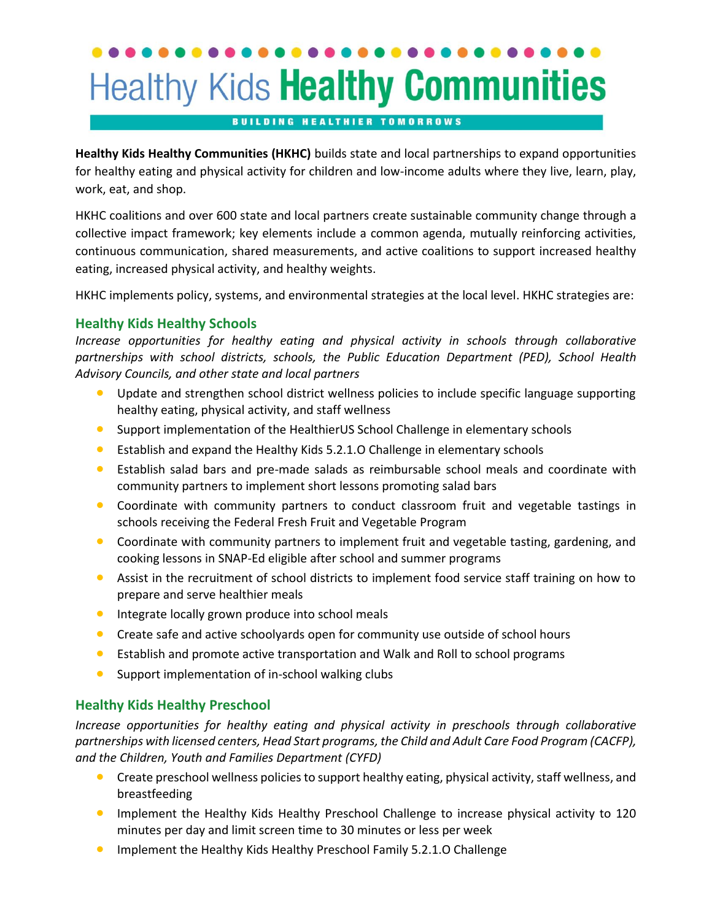# Healthy Kids Healthy Communities

BUILDING HEALTHIER TOMORROWS

**Healthy Kids Healthy Communities (HKHC)** builds state and local partnerships to expand opportunities for healthy eating and physical activity for children and low-income adults where they live, learn, play, work, eat, and shop.

HKHC coalitions and over 600 state and local partners create sustainable community change through a collective impact framework; key elements include a common agenda, mutually reinforcing activities, continuous communication, shared measurements, and active coalitions to support increased healthy eating, increased physical activity, and healthy weights.

HKHC implements policy, systems, and environmental strategies at the local level. HKHC strategies are:

## Healthy Kids Healthy Schools

*Increase opportunities for healthy eating and physical activity in schools through collaborative partnerships with school districts, schools, the Public Education Department (PED), School Health Advisory Councils, and other state and local partners*

- Update and strengthen school district wellness policies to include specific language supporting healthy eating, physical activity, and staff wellness
- Support implementation of the HealthierUS School Challenge in elementary schools
- Establish and expand the Healthy Kids 5.2.1.O Challenge in elementary schools
- Establish salad bars and pre-made salads as reimbursable school meals and coordinate with community partners to implement short lessons promoting salad bars
- Coordinate with community partners to conduct classroom fruit and vegetable tastings in schools receiving the Federal Fresh Fruit and Vegetable Program
- Coordinate with community partners to implement fruit and vegetable tasting, gardening, and cooking lessons in SNAP-Ed eligible after school and summer programs
- Assist in the recruitment of school districts to implement food service staff training on how to prepare and serve healthier meals
- Integrate locally grown produce into school meals
- Create safe and active schoolyards open for community use outside of school hours
- Establish and promote active transportation and Walk and Roll to school programs
- Support implementation of in-school walking clubs

## Healthy Kids Healthy Preschool

*Increase opportunities for healthy eating and physical activity in preschools through collaborative partnerships with licensed centers, Head Start programs, the Child and Adult Care Food Program (CACFP), and the Children, Youth and Families Department (CYFD)*

- Create preschool wellness policies to support healthy eating, physical activity, staff wellness, and breastfeeding
- Implement the Healthy Kids Healthy Preschool Challenge to increase physical activity to 120 minutes per day and limit screen time to 30 minutes or less per week
- Implement the Healthy Kids Healthy Preschool Family 5.2.1.O Challenge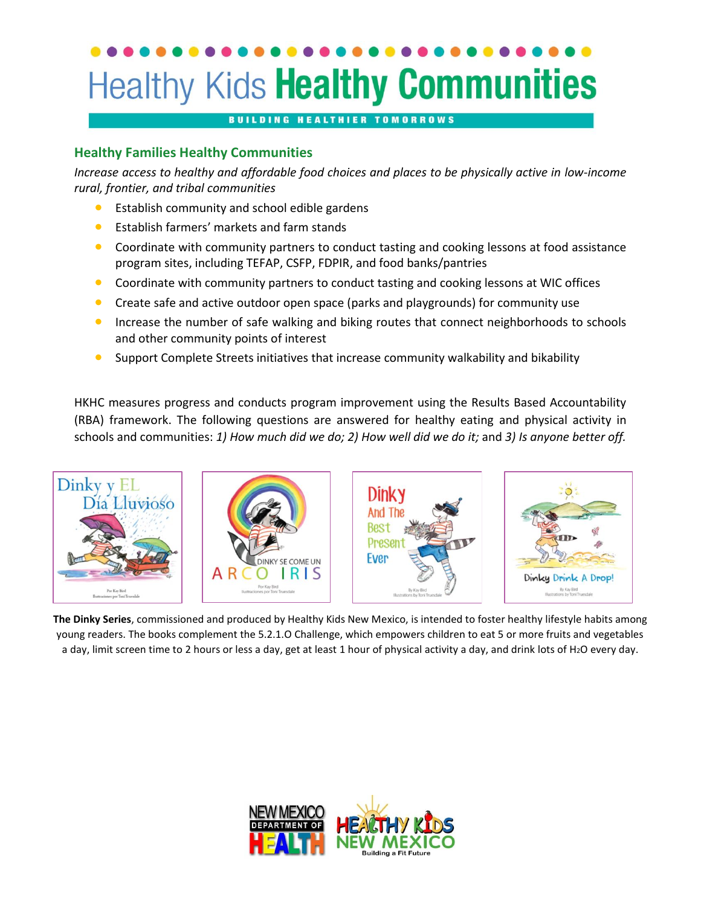# Healthy Kids **Healthy Communities**

BUILDING HEALTHIER TOMORROWS

## Healthy Families Healthy Communities

*Increase access to healthy and affordable food choices and places to be physically active in low-income rural, frontier, and tribal communities*

- Establish community and school edible gardens
- Establish farmers' markets and farm stands
- Coordinate with community partners to conduct tasting and cooking lessons at food assistance program sites, including TEFAP, CSFP, FDPIR, and food banks/pantries
- Coordinate with community partners to conduct tasting and cooking lessons at WIC offices
- Create safe and active outdoor open space (parks and playgrounds) for community use
- Increase the number of safe walking and biking routes that connect neighborhoods to schools and other community points of interest
- Support Complete Streets initiatives that increase community walkability and bikability

HKHC measures progress and conducts program improvement using the Results Based Accountability (RBA) framework. The following questions are answered for healthy eating and physical activity in schools and communities: *1) How much did we do; 2) How well did we do it;* and *3) Is anyone better off.*

**The Dinky Series**, commissioned and produced by Healthy Kids New Mexico, is intended to foster healthy lifestyle habits among young readers. The books complement the 5.2.1.O Challenge, which empowers children to eat 5 or more fruits and vegetables a day, limit screen time to 2 hours or less a day, get at least 1 hour of physical activity a day, and drink lots of $H_2O$ every day.